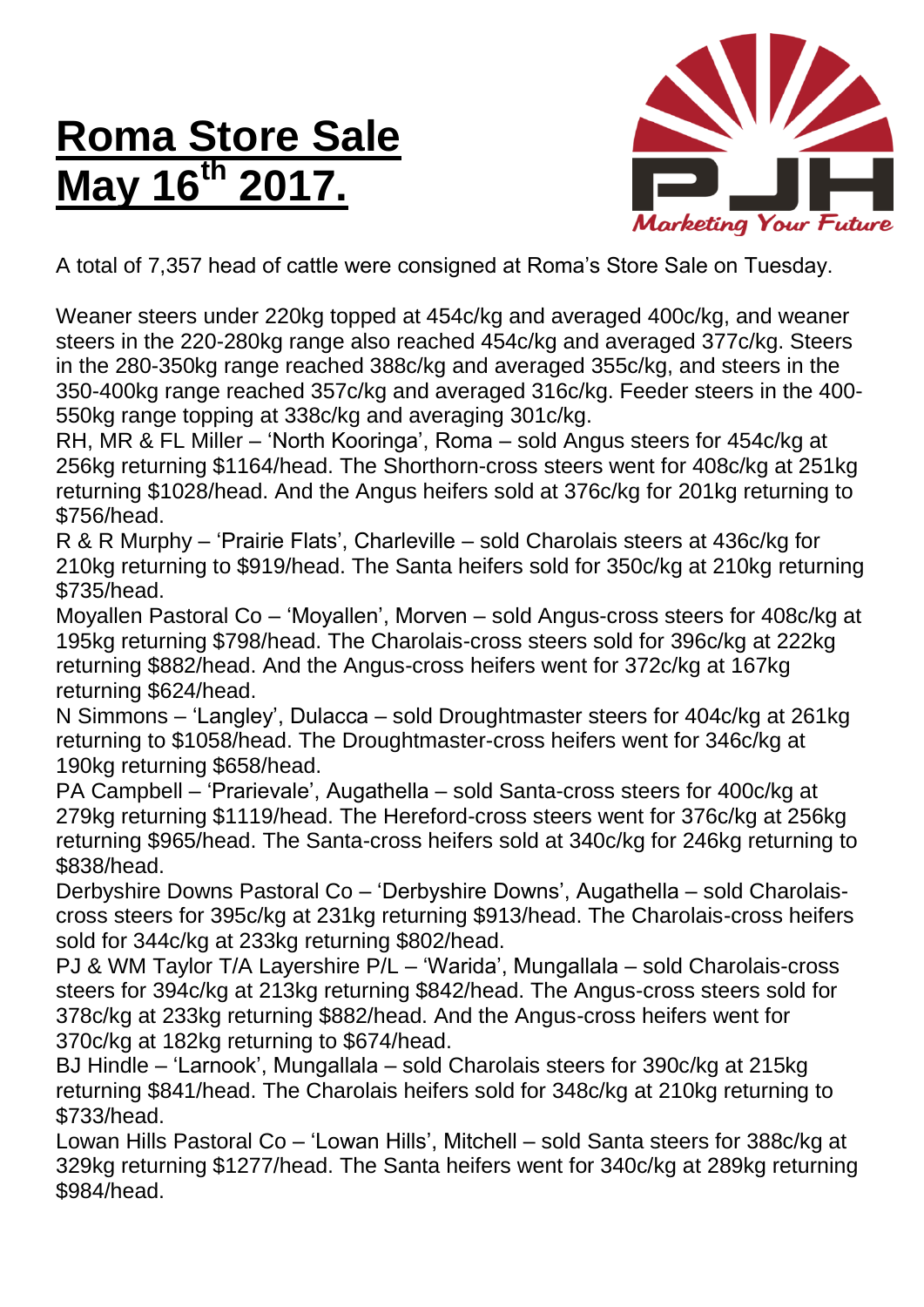# **Roma Store Sale May 16th 2017.**

A total of 7,357 head of cattle were consigned at Roma's Store Sale on Tuesday.

Weaner steers under 220kg topped at 454c/kg and averaged 400c/kg, and weaner steers in the 220-280kg range also reached 454c/kg and averaged 377c/kg. Steers in the 280-350kg range reached 388c/kg and averaged 355c/kg, and steers in the 350-400kg range reached 357c/kg and averaged 316c/kg. Feeder steers in the 400-550kg range topping at 338c/kg and averaging 301c/kg.

RH, MR & FL Miller – 'North Kooringa', Roma – sold Angus steers for 454c/kg at 256kg returning $1164/head. The Shorthorn-cross steers went for 408c/kg at 251kg returning $1028/head. And the Angus heifers sold at 376c/kg for 201kg returning to $756/head.

R & R Murphy – 'Prairie Flats', Charleville – sold Charolais steers at 436c/kg for 210kg returning to $919/head. The Santa heifers sold for 350c/kg at 210kg returning $735/head.

Moyallen Pastoral Co – 'Moyallen', Morven – sold Angus-cross steers for 408c/kg at 195kg returning $798/head. The Charolais-cross steers sold for 396c/kg at 222kg returning $882/head. And the Angus-cross heifers went for 372c/kg at 167kg returning $624/head.

N Simmons – 'Langley', Dulacca – sold Droughtmaster steers for 404c/kg at 261kg returning to $1058/head. The Droughtmaster-cross heifers went for 346c/kg at 190kg returning $658/head.

PA Campbell – 'Prarievale', Augathella – sold Santa-cross steers for 400c/kg at 279kg returning $1119/head. The Hereford-cross steers went for 376c/kg at 256kg returning $965/head. The Santa-cross heifers sold at 340c/kg for 246kg returning to $838/head.

Derbyshire Downs Pastoral Co – 'Derbyshire Downs', Augathella – sold Charolais-cross steers for 395c/kg at 231kg returning $913/head. The Charolais-cross heifers sold for 344c/kg at 233kg returning $802/head.

PJ & WM Taylor T/A Layershire P/L – 'Warida', Mungallala – sold Charolais-cross steers for 394c/kg at 213kg returning $842/head. The Angus-cross steers sold for 378c/kg at 233kg returning $882/head. And the Angus-cross heifers went for 370c/kg at 182kg returning to $674/head.

BJ Hindle – 'Larnook', Mungallala – sold Charolais steers for 390c/kg at 215kg returning $841/head. The Charolais heifers sold for 348c/kg at 210kg returning to $733/head.

Lowan Hills Pastoral Co – 'Lowan Hills', Mitchell – sold Santa steers for 388c/kg at 329kg returning $1277/head. The Santa heifers went for 340c/kg at 289kg returning $984/head.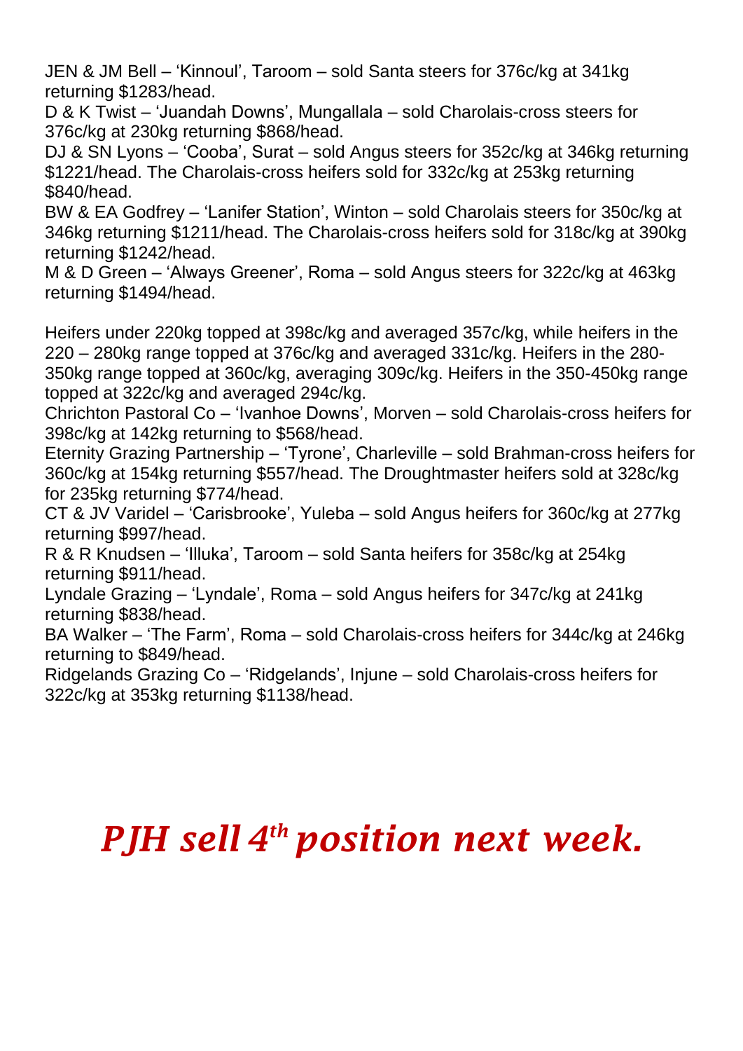JEN & JM Bell – 'Kinnoul', Taroom – sold Santa steers for 376c/kg at 341kg returning $1283/head.
D & K Twist – 'Juandah Downs', Mungallala – sold Charolais-cross steers for 376c/kg at 230kg returning $868/head.
DJ & SN Lyons – 'Cooba', Surat – sold Angus steers for 352c/kg at 346kg returning $1221/head. The Charolais-cross heifers sold for 332c/kg at 253kg returning $840/head.
BW & EA Godfrey – 'Lanifer Station', Winton – sold Charolais steers for 350c/kg at 346kg returning $1211/head. The Charolais-cross heifers sold for 318c/kg at 390kg returning $1242/head.
M & D Green – 'Always Greener', Roma – sold Angus steers for 322c/kg at 463kg returning $1494/head.

Heifers under 220kg topped at 398c/kg and averaged 357c/kg, while heifers in the 220 – 280kg range topped at 376c/kg and averaged 331c/kg. Heifers in the 280-350kg range topped at 360c/kg, averaging 309c/kg. Heifers in the 350-450kg range topped at 322c/kg and averaged 294c/kg.
Chrichton Pastoral Co – 'Ivanhoe Downs', Morven – sold Charolais-cross heifers for 398c/kg at 142kg returning to $568/head.
Eternity Grazing Partnership – 'Tyrone', Charleville – sold Brahman-cross heifers for 360c/kg at 154kg returning $557/head. The Droughtmaster heifers sold at 328c/kg for 235kg returning $774/head.
CT & JV Varidel – 'Carisbrooke', Yuleba – sold Angus heifers for 360c/kg at 277kg returning $997/head.
R & R Knudsen – 'Illuka', Taroom – sold Santa heifers for 358c/kg at 254kg returning $911/head.
Lyndale Grazing – 'Lyndale', Roma – sold Angus heifers for 347c/kg at 241kg returning $838/head.
BA Walker – 'The Farm', Roma – sold Charolais-cross heifers for 344c/kg at 246kg returning to $849/head.
Ridgelands Grazing Co – 'Ridgelands', Injune – sold Charolais-cross heifers for 322c/kg at 353kg returning $1138/head.

***PJH sell 4th position next week.***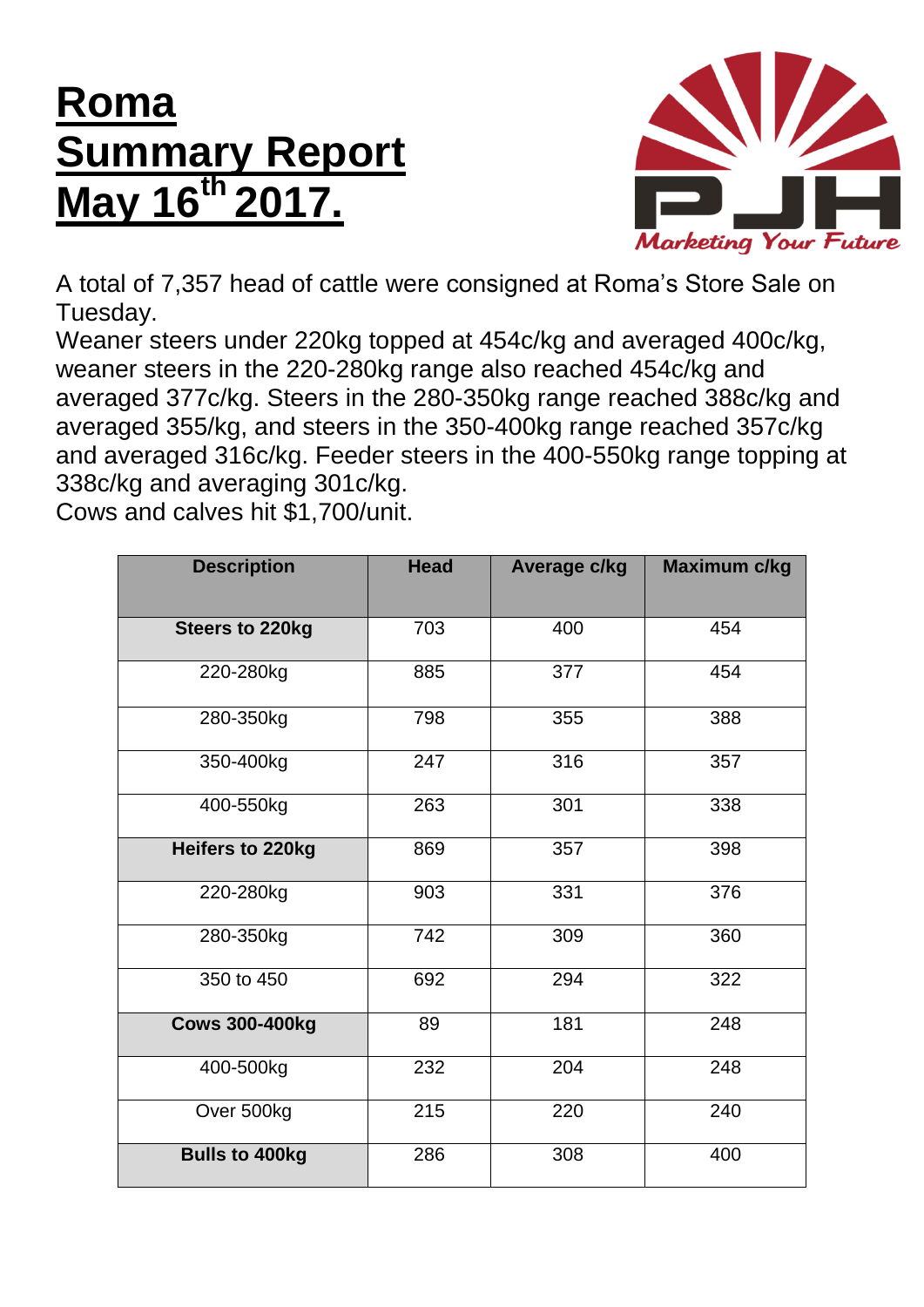# Roma Summary Report May 16th 2017.

PJH
*Marketing Your Future*

A total of 7,357 head of cattle were consigned at Roma's Store Sale on Tuesday.
Weaner steers under 220kg topped at 454c/kg and averaged 400c/kg, weaner steers in the 220-280kg range also reached 454c/kg and averaged 377c/kg. Steers in the 280-350kg range reached 388c/kg and averaged 355/kg, and steers in the 350-400kg range reached 357c/kg and averaged 316c/kg. Feeder steers in the 400-550kg range topping at 338c/kg and averaging 301c/kg.
Cows and calves hit $1,700/unit.

| Description | Head | Average c/kg | Maximum c/kg |
|---|---|---|---|
| **Steers to 220kg** | 703 | 400 | 454 |
| 220-280kg | 885 | 377 | 454 |
| 280-350kg | 798 | 355 | 388 |
| 350-400kg | 247 | 316 | 357 |
| 400-550kg | 263 | 301 | 338 |
| **Heifers to 220kg** | 869 | 357 | 398 |
| 220-280kg | 903 | 331 | 376 |
| 280-350kg | 742 | 309 | 360 |
| 350 to 450 | 692 | 294 | 322 |
| **Cows 300-400kg** | 89 | 181 | 248 |
| 400-500kg | 232 | 204 | 248 |
| Over 500kg | 215 | 220 | 240 |
| **Bulls to 400kg** | 286 | 308 | 400 |